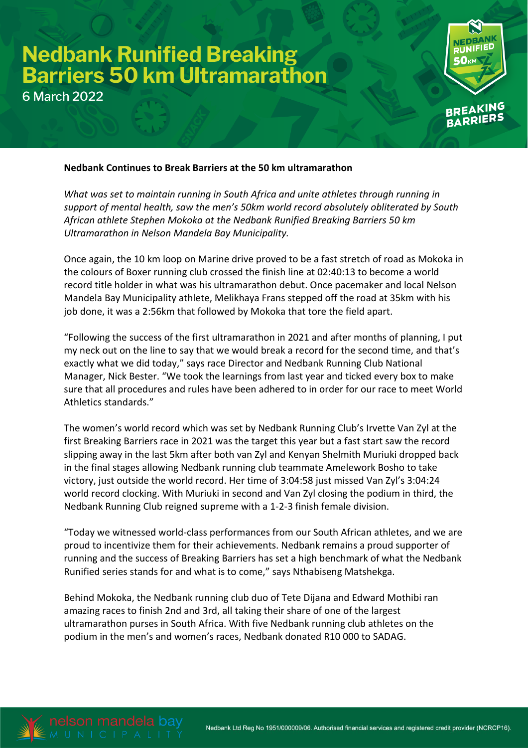# Nedbank Runified Breaking Barriers 50 km Ultramarathon

6 March 2022

**Nedbank Continues to Break Barriers at the 50 km ultramarathon**

*What was set to maintain running in South Africa and unite athletes through running in support of mental health, saw the men's 50km world record absolutely obliterated by South African athlete Stephen Mokoka at the Nedbank Runified Breaking Barriers 50 km Ultramarathon in Nelson Mandela Bay Municipality.*

Once again, the 10 km loop on Marine drive proved to be a fast stretch of road as Mokoka in the colours of Boxer running club crossed the finish line at 02:40:13 to become a world record title holder in what was his ultramarathon debut. Once pacemaker and local Nelson Mandela Bay Municipality athlete, Melikhaya Frans stepped off the road at 35km with his job done, it was a 2:56km that followed by Mokoka that tore the field apart.

"Following the success of the first ultramarathon in 2021 and after months of planning, I put my neck out on the line to say that we would break a record for the second time, and that's exactly what we did today," says race Director and Nedbank Running Club National Manager, Nick Bester. "We took the learnings from last year and ticked every box to make sure that all procedures and rules have been adhered to in order for our race to meet World Athletics standards."

The women's world record which was set by Nedbank Running Club's Irvette Van Zyl at the first Breaking Barriers race in 2021 was the target this year but a fast start saw the record slipping away in the last 5km after both van Zyl and Kenyan Shelmith Muriuki dropped back in the final stages allowing Nedbank running club teammate Amelework Bosho to take victory, just outside the world record. Her time of 3:04:58 just missed Van Zyl's 3:04:24 world record clocking. With Muriuki in second and Van Zyl closing the podium in third, the Nedbank Running Club reigned supreme with a 1-2-3 finish female division.

"Today we witnessed world-class performances from our South African athletes, and we are proud to incentivize them for their achievements. Nedbank remains a proud supporter of running and the success of Breaking Barriers has set a high benchmark of what the Nedbank Runified series stands for and what is to come," says Nthabiseng Matshekga.

Behind Mokoka, the Nedbank running club duo of Tete Dijana and Edward Mothibi ran amazing races to finish 2nd and 3rd, all taking their share of one of the largest ultramarathon purses in South Africa. With five Nedbank running club athletes on the podium in the men's and women's races, Nedbank donated R10 000 to SADAG.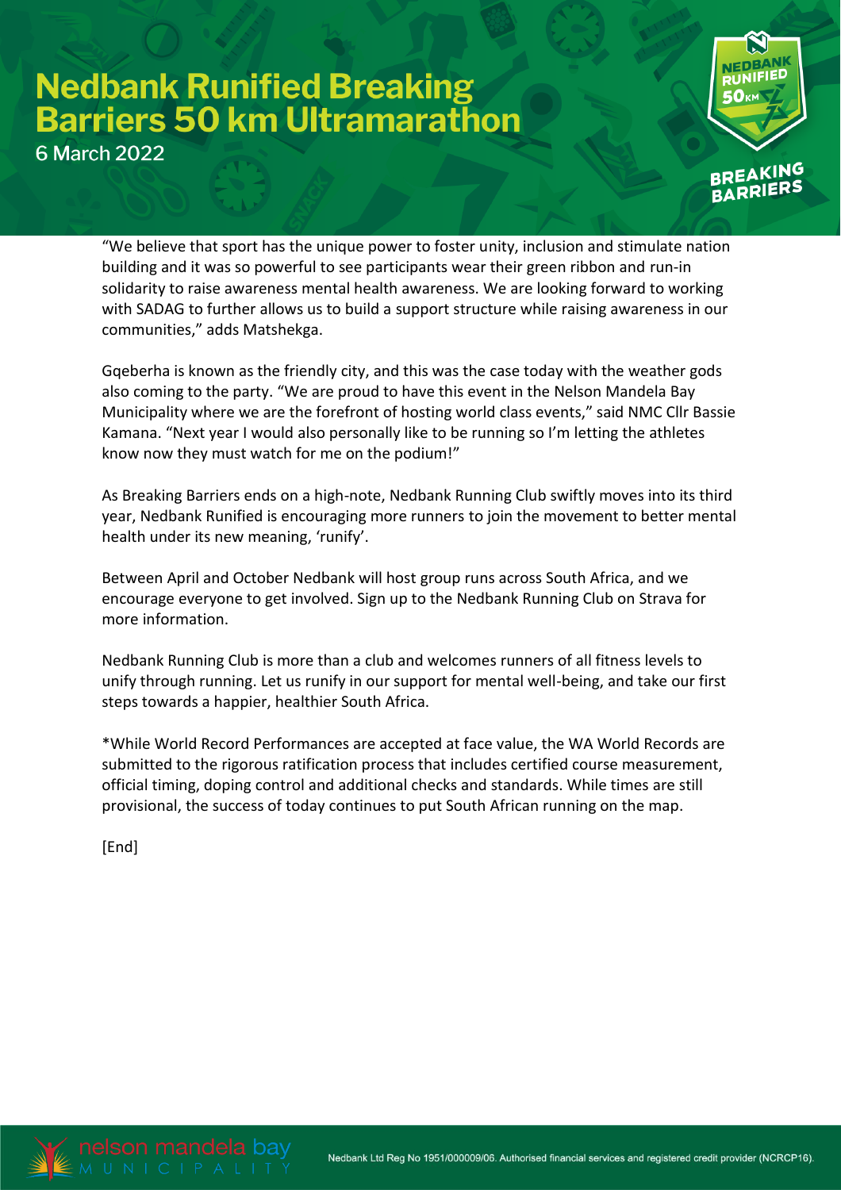# Nedbank Runified Breaking Barriers 50 km Ultramarathon

6 March 2022

"We believe that sport has the unique power to foster unity, inclusion and stimulate nation building and it was so powerful to see participants wear their green ribbon and run-in solidarity to raise awareness mental health awareness. We are looking forward to working with SADAG to further allows us to build a support structure while raising awareness in our communities," adds Matshekga.

Gqeberha is known as the friendly city, and this was the case today with the weather gods also coming to the party. "We are proud to have this event in the Nelson Mandela Bay Municipality where we are the forefront of hosting world class events," said NMC Cllr Bassie Kamana. "Next year I would also personally like to be running so I'm letting the athletes know now they must watch for me on the podium!"

As Breaking Barriers ends on a high-note, Nedbank Running Club swiftly moves into its third year, Nedbank Runified is encouraging more runners to join the movement to better mental health under its new meaning, 'runify'.

Between April and October Nedbank will host group runs across South Africa, and we encourage everyone to get involved. Sign up to the Nedbank Running Club on Strava for more information.

Nedbank Running Club is more than a club and welcomes runners of all fitness levels to unify through running. Let us runify in our support for mental well-being, and take our first steps towards a happier, healthier South Africa.

*While World Record Performances are accepted at face value, the WA World Records are submitted to the rigorous ratification process that includes certified course measurement, official timing, doping control and additional checks and standards. While times are still provisional, the success of today continues to put South African running on the map.

[End]

Nedbank Ltd Reg No 1951/000009/06. Authorised financial services and registered credit provider (NCRCP16).